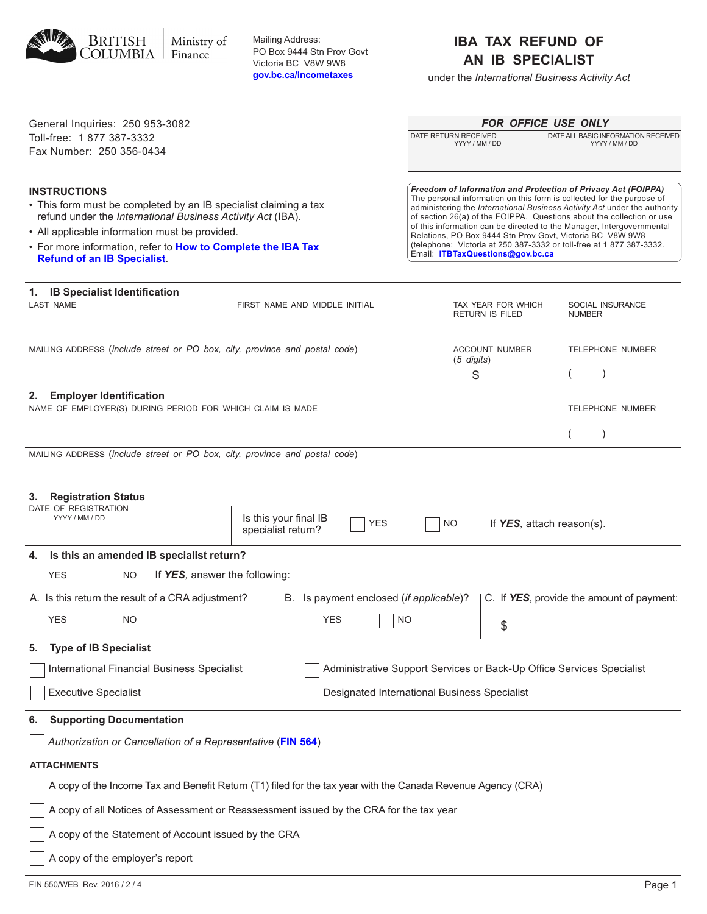BRITISH COLUMBIA | Ministry of Finance

Mailing Address:
PO Box 9444 Stn Prov Govt
Victoria BC V8W 9W8
gov.bc.ca/incometaxes

# IBA TAX REFUND OF AN IB SPECIALIST

under the *International Business Activity Act*

General Inquiries: 250 953-3082
Toll-free: 1 877 387-3332
Fax Number: 250 356-0434

| *FOR OFFICE USE ONLY* | |
|---|---|
| DATE RETURN RECEIVED YYYY / MM / DD | DATE ALL BASIC INFORMATION RECEIVED YYYY / MM / DD |
| | |

## INSTRUCTIONS

- This form must be completed by an IB specialist claiming a tax refund under the *International Business Activity Act* (IBA).
- All applicable information must be provided.
- For more information, refer to **How to Complete the IBA Tax Refund of an IB Specialist**.

***Freedom of Information and Protection of Privacy Act (FOIPPA)***
The personal information on this form is collected for the purpose of administering the *International Business Activity Act* under the authority of section 26(a) of the FOIPPA. Questions about the collection or use of this information can be directed to the Manager, Intergovernmental Relations, PO Box 9444 Stn Prov Govt, Victoria BC V8W 9W8 (telephone: Victoria at 250 387-3332 or toll-free at 1 877 387-3332. Email: **ITBTaxQuestions@gov.bc.ca**

### 1. IB Specialist Identification

| LAST NAME | FIRST NAME AND MIDDLE INITIAL | TAX YEAR FOR WHICH RETURN IS FILED | SOCIAL INSURANCE NUMBER |
|---|---|---|---|
| | | | |
| MAILING ADDRESS (*include street or PO box, city, province and postal code*) | | ACCOUNT NUMBER (*5 digits*) S | TELEPHONE NUMBER ( ) |

### 2. Employer Identification

| NAME OF EMPLOYER(S) DURING PERIOD FOR WHICH CLAIM IS MADE | TELEPHONE NUMBER |
|---|---|
| | ( ) |
| MAILING ADDRESS (*include street or PO box, city, province and postal code*) | |

### 3. Registration Status

DATE OF REGISTRATION YYYY / MM / DD

Is this your final IB specialist return? ☐ YES ☐ NO If ***YES***, attach reason(s).

### 4. Is this an amended IB specialist return?

☐ YES ☐ NO If ***YES***, answer the following:

A. Is this return the result of a CRA adjustment? ☐ YES ☐ NO

B. Is payment enclosed (*if applicable*)? ☐ YES ☐ NO

C. If ***YES***, provide the amount of payment: $

### 5. Type of IB Specialist

☐ International Financial Business Specialist
☐ Administrative Support Services or Back-Up Office Services Specialist
☐ Executive Specialist
☐ Designated International Business Specialist

### 6. Supporting Documentation

☐ *Authorization or Cancellation of a Representative* (**FIN 564**)

**ATTACHMENTS**

☐ A copy of the Income Tax and Benefit Return (T1) filed for the tax year with the Canada Revenue Agency (CRA)

☐ A copy of all Notices of Assessment or Reassessment issued by the CRA for the tax year

☐ A copy of the Statement of Account issued by the CRA

☐ A copy of the employer's report

FIN 550/WEB Rev. 2016 / 2 / 4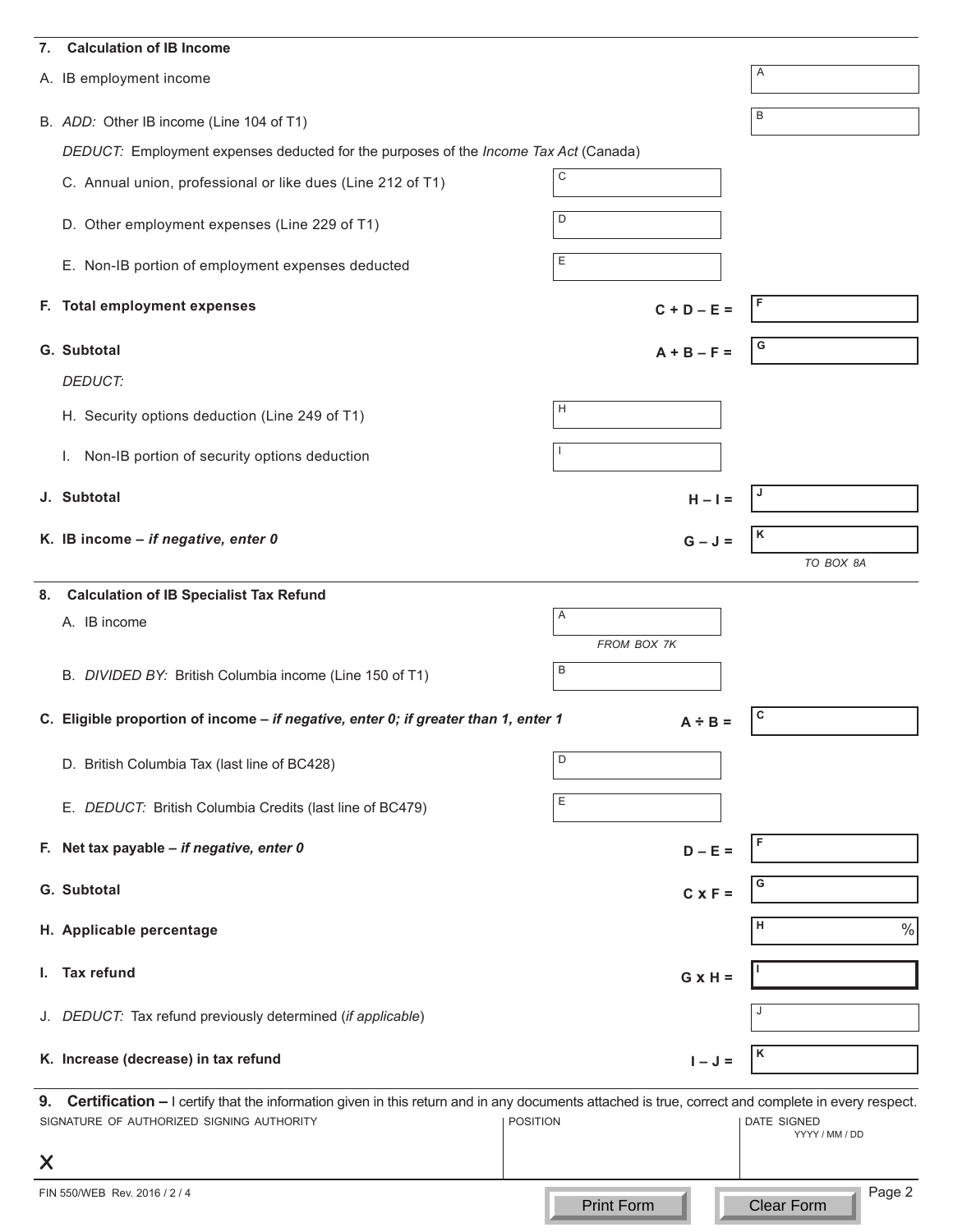## 7. Calculation of IB Income

| | | | |
|---|---|---|---|
| A. IB employment income | | | A |
| B. *ADD:* Other IB income (Line 104 of T1) | | | B |
| *DEDUCT:* Employment expenses deducted for the purposes of the *Income Tax Act* (Canada) | | | |
| C. Annual union, professional or like dues (Line 212 of T1) | C | | |
| D. Other employment expenses (Line 229 of T1) | D | | |
| E. Non-IB portion of employment expenses deducted | E | | |
| **F. Total employment expenses** | | **C + D – E =** | F |
| **G. Subtotal** | | **A + B – F =** | G |
| *DEDUCT:* | | | |
| H. Security options deduction (Line 249 of T1) | H | | |
| I. Non-IB portion of security options deduction | I | | |
| **J. Subtotal** | | **H – I =** | J |
| **K. IB income – *if negative, enter 0*** | | **G – J =** | K *TO BOX 8A* |

## 8. Calculation of IB Specialist Tax Refund

| | | | |
|---|---|---|---|
| A. IB income | A *FROM BOX 7K* | | |
| B. *DIVIDED BY:* British Columbia income (Line 150 of T1) | B | | |
| **C. Eligible proportion of income – *if negative, enter 0; if greater than 1, enter 1*** | | **A ÷ B =** | C |
| D. British Columbia Tax (last line of BC428) | D | | |
| E. *DEDUCT:* British Columbia Credits (last line of BC479) | E | | |
| **F. Net tax payable – *if negative, enter 0*** | | **D – E =** | F |
| **G. Subtotal** | | **C x F =** | G |
| **H. Applicable percentage** | | | H % |
| **I. Tax refund** | | **G x H =** | I |
| J. *DEDUCT:* Tax refund previously determined (*if applicable*) | | | J |
| **K. Increase (decrease) in tax refund** | | **I – J =** | K |

## 9. Certification – I certify that the information given in this return and in any documents attached is true, correct and complete in every respect.

| SIGNATURE OF AUTHORIZED SIGNING AUTHORITY | POSITION | DATE SIGNED YYYY / MM / DD |
|---|---|---|
| X | | |

FIN 550/WEB Rev. 2016 / 2 / 4

Print Form | Clear Form